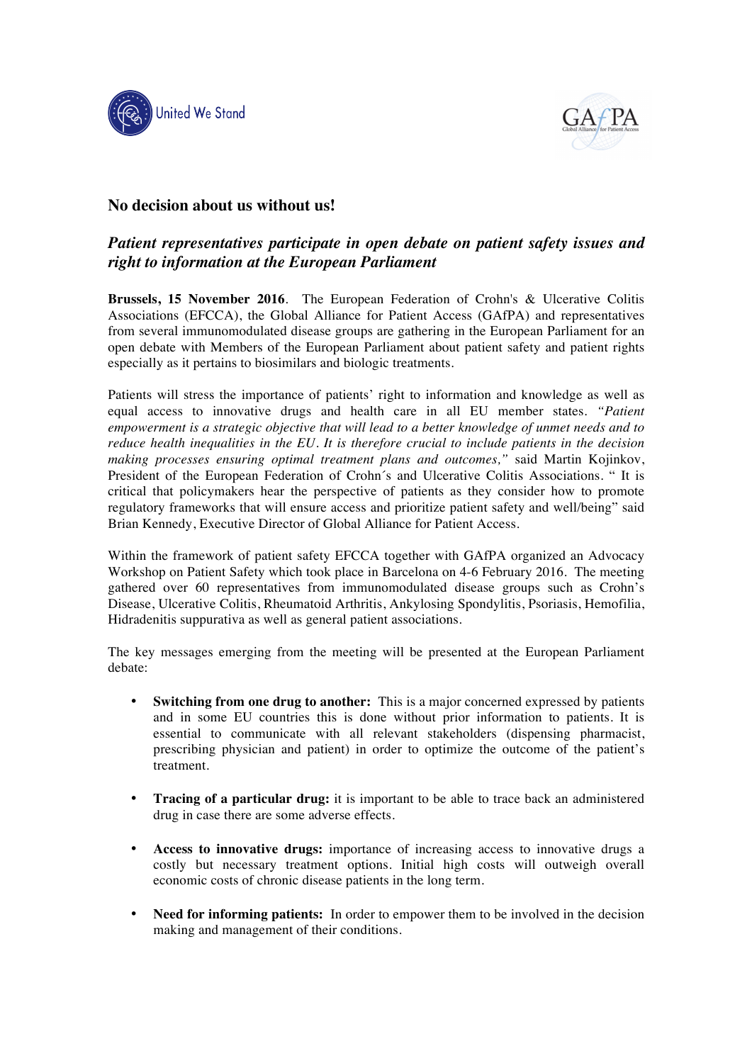United We Stand

## No decision about us without us!

### *Patient representatives participate in open debate on patient safety issues and right to information at the European Parliament*

**Brussels, 15 November 2016**. The European Federation of Crohn's & Ulcerative Colitis Associations (EFCCA), the Global Alliance for Patient Access (GAfPA) and representatives from several immunomodulated disease groups are gathering in the European Parliament for an open debate with Members of the European Parliament about patient safety and patient rights especially as it pertains to biosimilars and biologic treatments.

Patients will stress the importance of patients' right to information and knowledge as well as equal access to innovative drugs and health care in all EU member states. *"Patient empowerment is a strategic objective that will lead to a better knowledge of unmet needs and to reduce health inequalities in the EU. It is therefore crucial to include patients in the decision making processes ensuring optimal treatment plans and outcomes,"* said Martin Kojinkov, President of the European Federation of Crohn´s and Ulcerative Colitis Associations. " It is critical that policymakers hear the perspective of patients as they consider how to promote regulatory frameworks that will ensure access and prioritize patient safety and well/being" said Brian Kennedy, Executive Director of Global Alliance for Patient Access.

Within the framework of patient safety EFCCA together with GAfPA organized an Advocacy Workshop on Patient Safety which took place in Barcelona on 4-6 February 2016. The meeting gathered over 60 representatives from immunomodulated disease groups such as Crohn's Disease, Ulcerative Colitis, Rheumatoid Arthritis, Ankylosing Spondylitis, Psoriasis, Hemofilia, Hidradenitis suppurativa as well as general patient associations.

The key messages emerging from the meeting will be presented at the European Parliament debate:

- **Switching from one drug to another:** This is a major concerned expressed by patients and in some EU countries this is done without prior information to patients. It is essential to communicate with all relevant stakeholders (dispensing pharmacist, prescribing physician and patient) in order to optimize the outcome of the patient's treatment.

- **Tracing of a particular drug:** it is important to be able to trace back an administered drug in case there are some adverse effects.

- **Access to innovative drugs:** importance of increasing access to innovative drugs a costly but necessary treatment options. Initial high costs will outweigh overall economic costs of chronic disease patients in the long term.

- **Need for informing patients:** In order to empower them to be involved in the decision making and management of their conditions.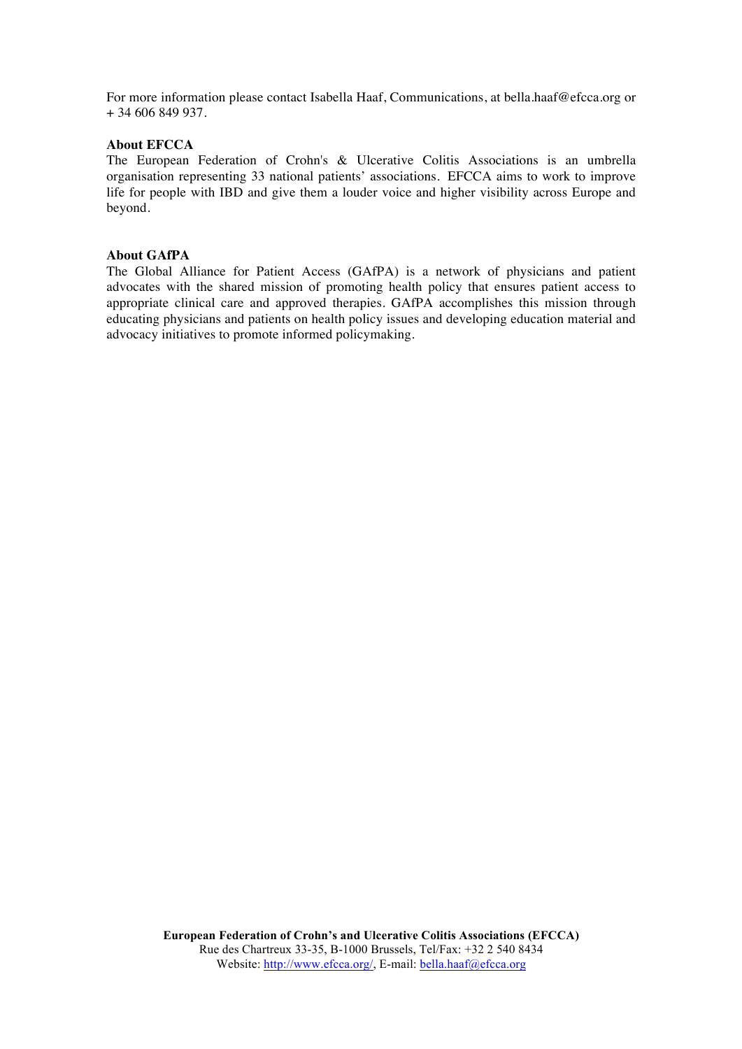For more information please contact Isabella Haaf, Communications, at bella.haaf@efcca.org or + 34 606 849 937.

**About EFCCA**

The European Federation of Crohn's & Ulcerative Colitis Associations is an umbrella organisation representing 33 national patients' associations. EFCCA aims to work to improve life for people with IBD and give them a louder voice and higher visibility across Europe and beyond.

**About GAfPA**

The Global Alliance for Patient Access (GAfPA) is a network of physicians and patient advocates with the shared mission of promoting health policy that ensures patient access to appropriate clinical care and approved therapies. GAfPA accomplishes this mission through educating physicians and patients on health policy issues and developing education material and advocacy initiatives to promote informed policymaking.

**European Federation of Crohn's and Ulcerative Colitis Associations (EFCCA)**
Rue des Chartreux 33-35, B-1000 Brussels, Tel/Fax: +32 2 540 8434
Website: http://www.efcca.org/, E-mail: bella.haaf@efcca.org